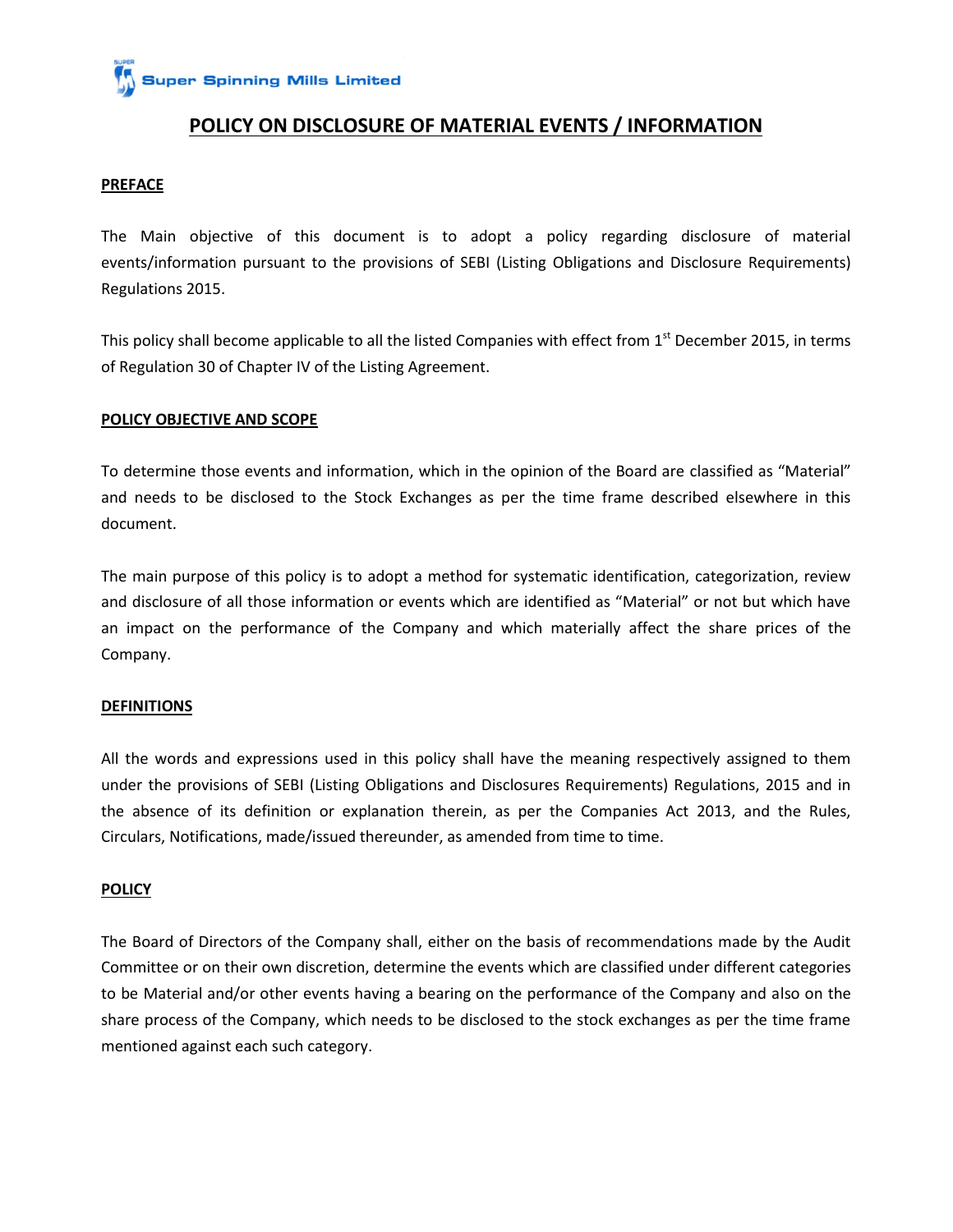Super Spinning Mills Limited

# POLICY ON DISCLOSURE OF MATERIAL EVENTS / INFORMATION

## PREFACE

The Main objective of this document is to adopt a policy regarding disclosure of material events/information pursuant to the provisions of SEBI (Listing Obligations and Disclosure Requirements) Regulations 2015.

This policy shall become applicable to all the listed Companies with effect from 1st December 2015, in terms of Regulation 30 of Chapter IV of the Listing Agreement.

## POLICY OBJECTIVE AND SCOPE

To determine those events and information, which in the opinion of the Board are classified as "Material" and needs to be disclosed to the Stock Exchanges as per the time frame described elsewhere in this document.

The main purpose of this policy is to adopt a method for systematic identification, categorization, review and disclosure of all those information or events which are identified as "Material" or not but which have an impact on the performance of the Company and which materially affect the share prices of the Company.

## DEFINITIONS

All the words and expressions used in this policy shall have the meaning respectively assigned to them under the provisions of SEBI (Listing Obligations and Disclosures Requirements) Regulations, 2015 and in the absence of its definition or explanation therein, as per the Companies Act 2013, and the Rules, Circulars, Notifications, made/issued thereunder, as amended from time to time.

## POLICY

The Board of Directors of the Company shall, either on the basis of recommendations made by the Audit Committee or on their own discretion, determine the events which are classified under different categories to be Material and/or other events having a bearing on the performance of the Company and also on the share process of the Company, which needs to be disclosed to the stock exchanges as per the time frame mentioned against each such category.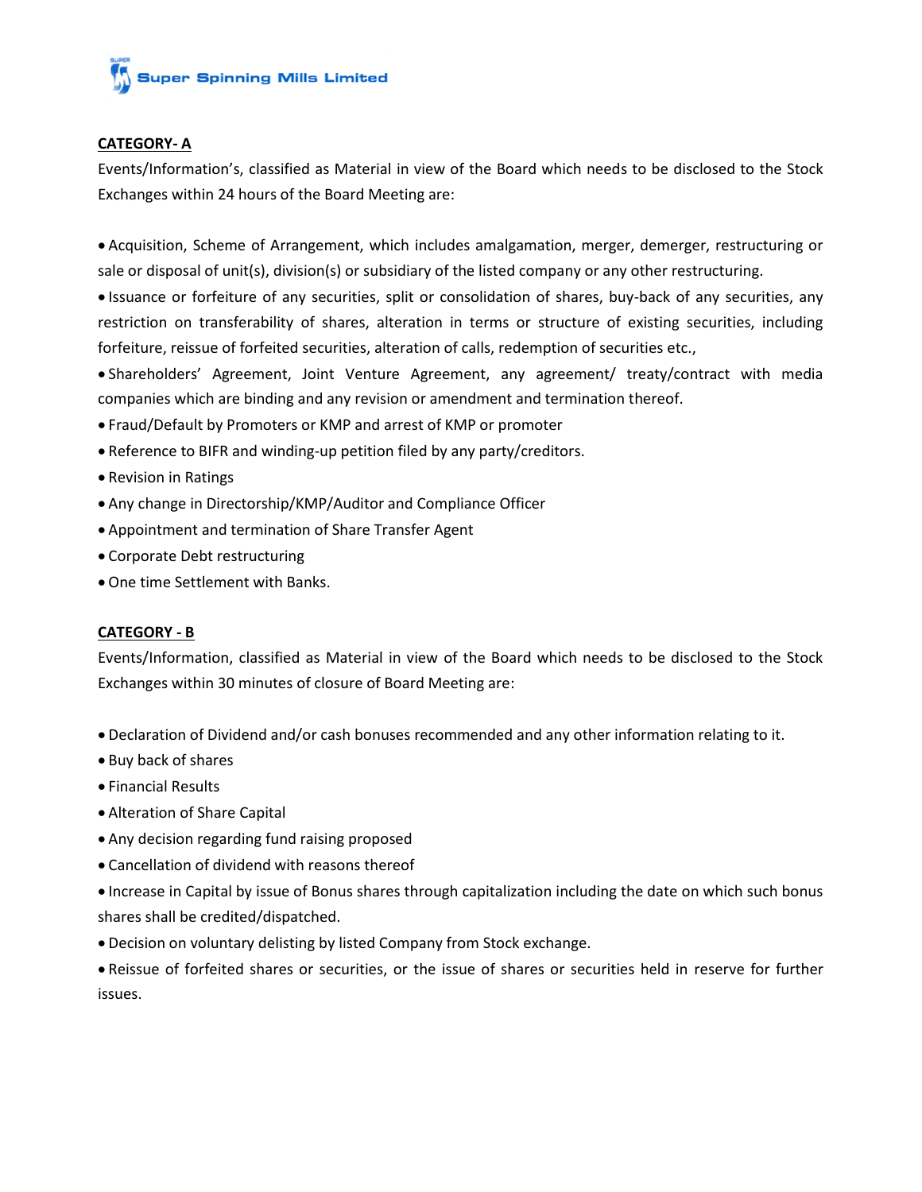**CATEGORY- A**

Events/Information's, classified as Material in view of the Board which needs to be disclosed to the Stock Exchanges within 24 hours of the Board Meeting are:

- Acquisition, Scheme of Arrangement, which includes amalgamation, merger, demerger, restructuring or sale or disposal of unit(s), division(s) or subsidiary of the listed company or any other restructuring.
- Issuance or forfeiture of any securities, split or consolidation of shares, buy-back of any securities, any restriction on transferability of shares, alteration in terms or structure of existing securities, including forfeiture, reissue of forfeited securities, alteration of calls, redemption of securities etc.,
- Shareholders' Agreement, Joint Venture Agreement, any agreement/ treaty/contract with media companies which are binding and any revision or amendment and termination thereof.
- Fraud/Default by Promoters or KMP and arrest of KMP or promoter
- Reference to BIFR and winding-up petition filed by any party/creditors.
- Revision in Ratings
- Any change in Directorship/KMP/Auditor and Compliance Officer
- Appointment and termination of Share Transfer Agent
- Corporate Debt restructuring
- One time Settlement with Banks.

**CATEGORY - B**

Events/Information, classified as Material in view of the Board which needs to be disclosed to the Stock Exchanges within 30 minutes of closure of Board Meeting are:

- Declaration of Dividend and/or cash bonuses recommended and any other information relating to it.
- Buy back of shares
- Financial Results
- Alteration of Share Capital
- Any decision regarding fund raising proposed
- Cancellation of dividend with reasons thereof
- Increase in Capital by issue of Bonus shares through capitalization including the date on which such bonus shares shall be credited/dispatched.
- Decision on voluntary delisting by listed Company from Stock exchange.
- Reissue of forfeited shares or securities, or the issue of shares or securities held in reserve for further issues.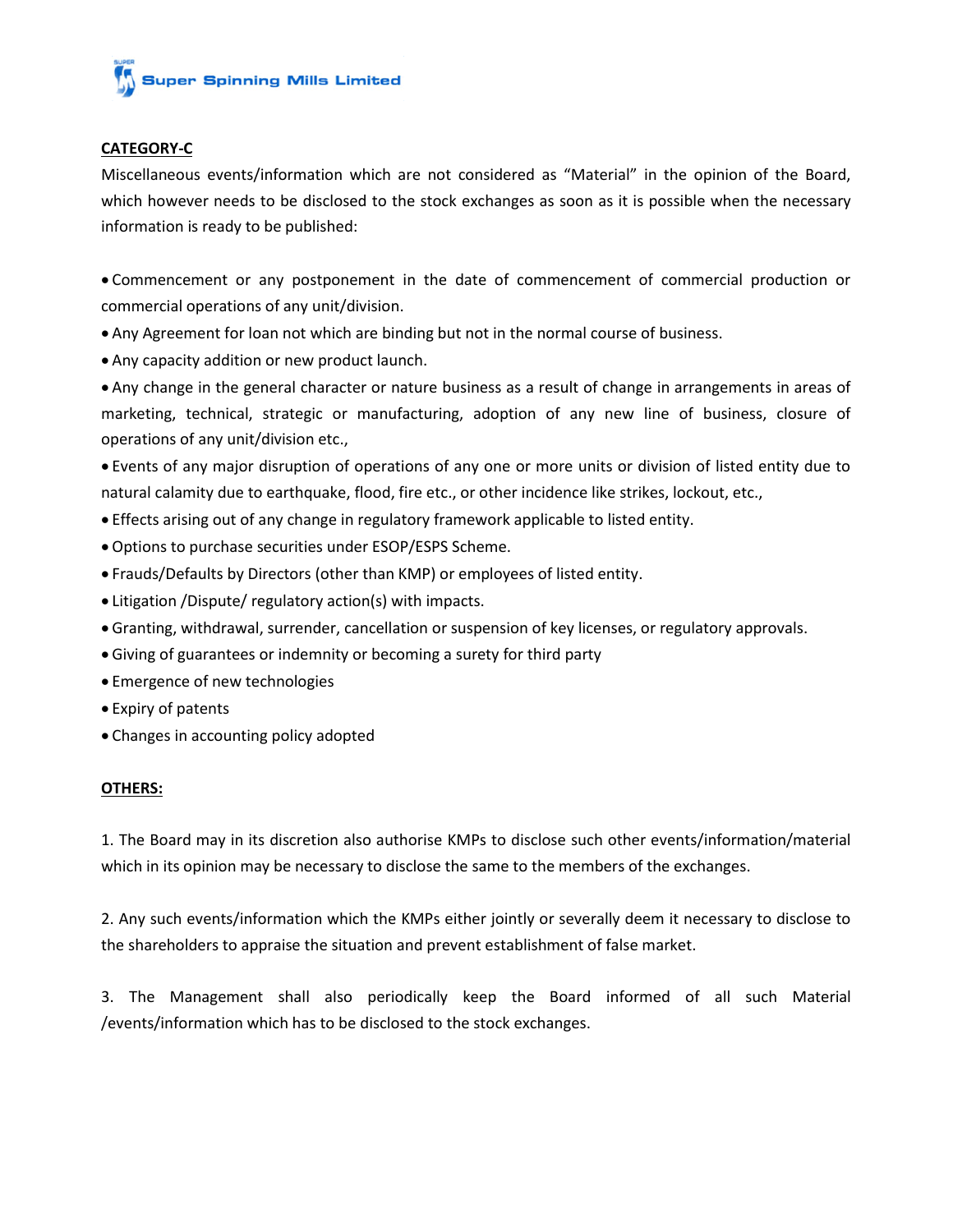**CATEGORY-C**

Miscellaneous events/information which are not considered as "Material" in the opinion of the Board, which however needs to be disclosed to the stock exchanges as soon as it is possible when the necessary information is ready to be published:

- Commencement or any postponement in the date of commencement of commercial production or commercial operations of any unit/division.
- Any Agreement for loan not which are binding but not in the normal course of business.
- Any capacity addition or new product launch.
- Any change in the general character or nature business as a result of change in arrangements in areas of marketing, technical, strategic or manufacturing, adoption of any new line of business, closure of operations of any unit/division etc.,
- Events of any major disruption of operations of any one or more units or division of listed entity due to natural calamity due to earthquake, flood, fire etc., or other incidence like strikes, lockout, etc.,
- Effects arising out of any change in regulatory framework applicable to listed entity.
- Options to purchase securities under ESOP/ESPS Scheme.
- Frauds/Defaults by Directors (other than KMP) or employees of listed entity.
- Litigation /Dispute/ regulatory action(s) with impacts.
- Granting, withdrawal, surrender, cancellation or suspension of key licenses, or regulatory approvals.
- Giving of guarantees or indemnity or becoming a surety for third party
- Emergence of new technologies
- Expiry of patents
- Changes in accounting policy adopted

**OTHERS:**

1. The Board may in its discretion also authorise KMPs to disclose such other events/information/material which in its opinion may be necessary to disclose the same to the members of the exchanges.

2. Any such events/information which the KMPs either jointly or severally deem it necessary to disclose to the shareholders to appraise the situation and prevent establishment of false market.

3. The Management shall also periodically keep the Board informed of all such Material /events/information which has to be disclosed to the stock exchanges.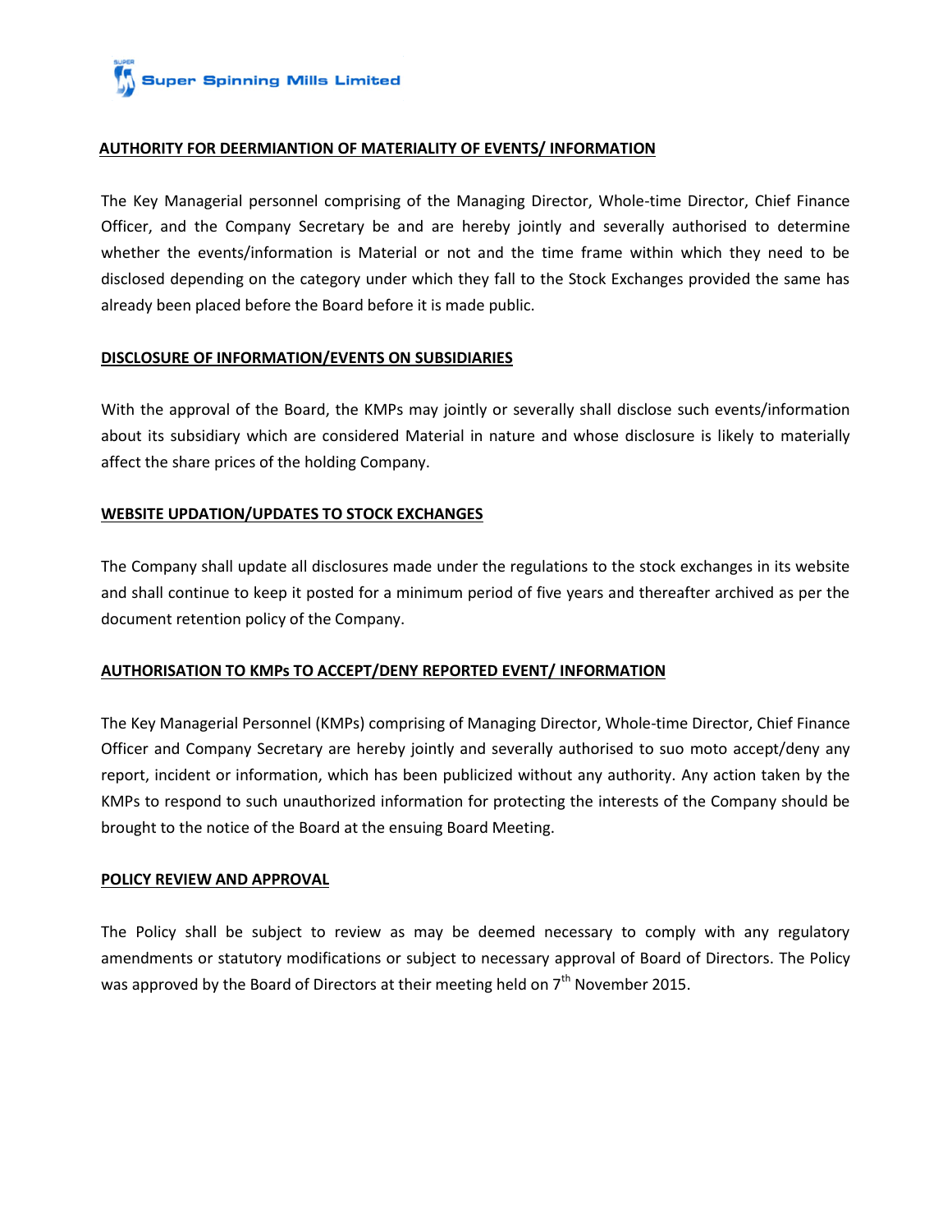## AUTHORITY FOR DEERMIANTION OF MATERIALITY OF EVENTS/ INFORMATION

The Key Managerial personnel comprising of the Managing Director, Whole-time Director, Chief Finance Officer, and the Company Secretary be and are hereby jointly and severally authorised to determine whether the events/information is Material or not and the time frame within which they need to be disclosed depending on the category under which they fall to the Stock Exchanges provided the same has already been placed before the Board before it is made public.

## DISCLOSURE OF INFORMATION/EVENTS ON SUBSIDIARIES

With the approval of the Board, the KMPs may jointly or severally shall disclose such events/information about its subsidiary which are considered Material in nature and whose disclosure is likely to materially affect the share prices of the holding Company.

## WEBSITE UPDATION/UPDATES TO STOCK EXCHANGES

The Company shall update all disclosures made under the regulations to the stock exchanges in its website and shall continue to keep it posted for a minimum period of five years and thereafter archived as per the document retention policy of the Company.

## AUTHORISATION TO KMPs TO ACCEPT/DENY REPORTED EVENT/ INFORMATION

The Key Managerial Personnel (KMPs) comprising of Managing Director, Whole-time Director, Chief Finance Officer and Company Secretary are hereby jointly and severally authorised to suo moto accept/deny any report, incident or information, which has been publicized without any authority. Any action taken by the KMPs to respond to such unauthorized information for protecting the interests of the Company should be brought to the notice of the Board at the ensuing Board Meeting.

## POLICY REVIEW AND APPROVAL

The Policy shall be subject to review as may be deemed necessary to comply with any regulatory amendments or statutory modifications or subject to necessary approval of Board of Directors. The Policy was approved by the Board of Directors at their meeting held on 7th November 2015.